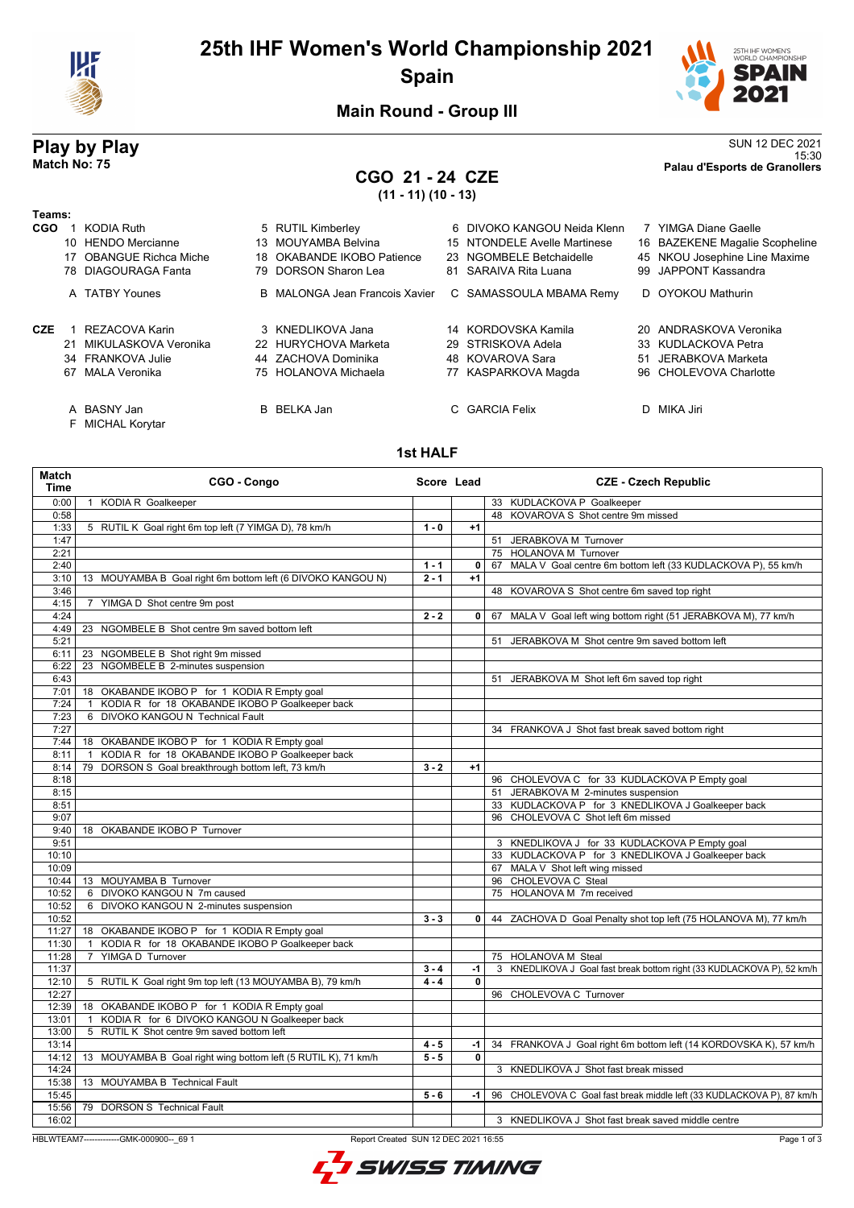# 25th IHF Women's World Championship 2021

## Spain

### Main Round - Group III

## Play by Play

**Match No: 75**

SUN 12 DEC 2021
15:30
**Palau d'Esports de Granollers**

## CGO 21 - 24 CZE

**(11 - 11) (10 - 13)**

**Teams:**

**CGO**
1 KODIA Ruth
5 RUTIL Kimberley
6 DIVOKO KANGOU Neida Klenn
7 YIMGA Diane Gaelle
10 HENDO Mercianne
13 MOUYAMBA Belvina
15 NTONDELE Avelle Martinese
16 BAZEKENE Magalie Scopheline
17 OBANGUE Richca Miche
18 OKABANDE IKOBO Patience
23 NGOMBELE Betchaidelle
45 NKOU Josephine Line Maxime
78 DIAGOURAGA Fanta
79 DORSON Sharon Lea
81 SARAIVA Rita Luana
99 JAPPONT Kassandra

A TATBY Younes
B MALONGA Jean Francois Xavier
C SAMASSOULA MBAMA Remy
D OYOKOU Mathurin

**CZE**
1 REZACOVA Karin
3 KNEDLIKOVA Jana
14 KORDOVSKA Kamila
20 ANDRASKOVA Veronika
21 MIKULASKOVA Veronika
22 HURYCHOVA Marketa
29 STRISKOVA Adela
33 KUDLACKOVA Petra
34 FRANKOVA Julie
44 ZACHOVA Dominika
48 KOVAROVA Sara
51 JERABKOVA Marketa
67 MALA Veronika
75 HOLANOVA Michaela
77 KASPARKOVA Magda
96 CHOLEVOVA Charlotte

A BASNY Jan
B BELKA Jan
C GARCIA Felix
D MIKA Jiri
F MICHAL Korytar

### 1st HALF

| Match Time | CGO - Congo | Score | Lead | CZE - Czech Republic |
|---|---|---|---|---|
| 0:00 | 1 KODIA R Goalkeeper | | | 33 KUDLACKOVA P Goalkeeper |
| 0:58 | | | | 48 KOVAROVA S Shot centre 9m missed |
| 1:33 | 5 RUTIL K Goal right 6m top left (7 YIMGA D), 78 km/h | 1 - 0 | +1 | |
| 1:47 | | | | 51 JERABKOVA M Turnover |
| 2:21 | | | | 75 HOLANOVA M Turnover |
| 2:40 | | 1 - 1 | 0 | 67 MALA V Goal centre 6m bottom left (33 KUDLACKOVA P), 55 km/h |
| 3:10 | 13 MOUYAMBA B Goal right 6m bottom left (6 DIVOKO KANGOU N) | 2 - 1 | +1 | |
| 3:46 | | | | 48 KOVAROVA S Shot centre 6m saved top right |
| 4:15 | 7 YIMGA D Shot centre 9m post | | | |
| 4:24 | | 2 - 2 | 0 | 67 MALA V Goal left wing bottom right (51 JERABKOVA M), 77 km/h |
| 4:49 | 23 NGOMBELE B Shot centre 9m saved bottom left | | | |
| 5:21 | | | | 51 JERABKOVA M Shot centre 9m saved bottom left |
| 6:11 | 23 NGOMBELE B Shot right 9m missed | | | |
| 6:22 | 23 NGOMBELE B 2-minutes suspension | | | |
| 6:43 | | | | 51 JERABKOVA M Shot left 6m saved top right |
| 7:01 | 18 OKABANDE IKOBO P for 1 KODIA R Empty goal | | | |
| 7:24 | 1 KODIA R for 18 OKABANDE IKOBO P Goalkeeper back | | | |
| 7:23 | 6 DIVOKO KANGOU N Technical Fault | | | |
| 7:27 | | | | 34 FRANKOVA J Shot fast break saved bottom right |
| 7:44 | 18 OKABANDE IKOBO P for 1 KODIA R Empty goal | | | |
| 8:11 | 1 KODIA R for 18 OKABANDE IKOBO P Goalkeeper back | | | |
| 8:14 | 79 DORSON S Goal breakthrough bottom left, 73 km/h | 3 - 2 | +1 | |
| 8:18 | | | | 96 CHOLEVOVA C for 33 KUDLACKOVA P Empty goal |
| 8:15 | | | | 51 JERABKOVA M 2-minutes suspension |
| 8:51 | | | | 33 KUDLACKOVA P for 3 KNEDLIKOVA J Goalkeeper back |
| 9:07 | | | | 96 CHOLEVOVA C Shot left 6m missed |
| 9:40 | 18 OKABANDE IKOBO P Turnover | | | |
| 9:51 | | | | 3 KNEDLIKOVA J for 33 KUDLACKOVA P Empty goal |
| 10:10 | | | | 33 KUDLACKOVA P for 3 KNEDLIKOVA J Goalkeeper back |
| 10:09 | | | | 67 MALA V Shot left wing missed |
| 10:44 | 13 MOUYAMBA B Turnover | | | 96 CHOLEVOVA C Steal |
| 10:52 | 6 DIVOKO KANGOU N 7m caused | | | 75 HOLANOVA M 7m received |
| 10:52 | 6 DIVOKO KANGOU N 2-minutes suspension | | | |
| 10:52 | | 3 - 3 | 0 | 44 ZACHOVA D Goal Penalty shot top left (75 HOLANOVA M), 77 km/h |
| 11:27 | 18 OKABANDE IKOBO P for 1 KODIA R Empty goal | | | |
| 11:30 | 1 KODIA R for 18 OKABANDE IKOBO P Goalkeeper back | | | |
| 11:28 | 7 YIMGA D Turnover | | | 75 HOLANOVA M Steal |
| 11:37 | | 3 - 4 | -1 | 3 KNEDLIKOVA J Goal fast break bottom right (33 KUDLACKOVA P), 52 km/h |
| 12:10 | 5 RUTIL K Goal right 9m top left (13 MOUYAMBA B), 79 km/h | 4 - 4 | 0 | |
| 12:27 | | | | 96 CHOLEVOVA C Turnover |
| 12:39 | 18 OKABANDE IKOBO P for 1 KODIA R Empty goal | | | |
| 13:01 | 1 KODIA R for 6 DIVOKO KANGOU N Goalkeeper back | | | |
| 13:00 | 5 RUTIL K Shot centre 9m saved bottom left | | | |
| 13:14 | | 4 - 5 | -1 | 34 FRANKOVA J Goal right 6m bottom left (14 KORDOVSKA K), 57 km/h |
| 14:12 | 13 MOUYAMBA B Goal right wing bottom left (5 RUTIL K), 71 km/h | 5 - 5 | 0 | |
| 14:24 | | | | 3 KNEDLIKOVA J Shot fast break missed |
| 15:38 | 13 MOUYAMBA B Technical Fault | | | |
| 15:45 | | 5 - 6 | -1 | 96 CHOLEVOVA C Goal fast break middle left (33 KUDLACKOVA P), 87 km/h |
| 15:56 | 79 DORSON S Technical Fault | | | |
| 16:02 | | | | 3 KNEDLIKOVA J Shot fast break saved middle centre |

HBLWTEAM7--------------GMK-000900--_69 1 Report Created SUN 12 DEC 2021 16:55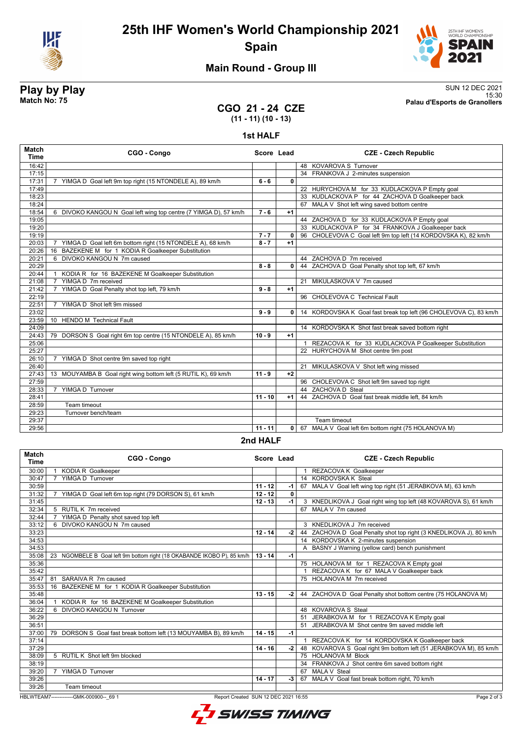# 25th IHF Women's World Championship 2021

## Spain

### Main Round - Group III

**Play by Play**
**Match No: 75**

SUN 12 DEC 2021
15:30
**Palau d'Esports de Granollers**

## CGO 21 - 24 CZE
**(11 - 11) (10 - 13)**

### 1st HALF

| Match Time | CGO - Congo | Score | Lead | CZE - Czech Republic |
|---|---|---|---|---|
| 16:42 | | | | 48 KOVAROVA S Turnover |
| 17:15 | | | | 34 FRANKOVA J 2-minutes suspension |
| 17:31 | 7 YIMGA D Goal left 9m top right (15 NTONDELE A), 89 km/h | 6 - 6 | 0 | |
| 17:49 | | | | 22 HURYCHOVA M for 33 KUDLACKOVA P Empty goal |
| 18:23 | | | | 33 KUDLACKOVA P for 44 ZACHOVA D Goalkeeper back |
| 18:24 | | | | 67 MALA V Shot left wing saved bottom centre |
| 18:54 | 6 DIVOKO KANGOU N Goal left wing top centre (7 YIMGA D), 57 km/h | 7 - 6 | +1 | |
| 19:05 | | | | 44 ZACHOVA D for 33 KUDLACKOVA P Empty goal |
| 19:20 | | | | 33 KUDLACKOVA P for 34 FRANKOVA J Goalkeeper back |
| 19:19 | | 7 - 7 | 0 | 96 CHOLEVOVA C Goal left 9m top left (14 KORDOVSKA K), 82 km/h |
| 20:03 | 7 YIMGA D Goal left 6m bottom right (15 NTONDELE A), 68 km/h | 8 - 7 | +1 | |
| 20:26 | 16 BAZEKENE M for 1 KODIA R Goalkeeper Substitution | | | |
| 20:21 | 6 DIVOKO KANGOU N 7m caused | | | 44 ZACHOVA D 7m received |
| 20:29 | | 8 - 8 | 0 | 44 ZACHOVA D Goal Penalty shot top left, 67 km/h |
| 20:44 | 1 KODIA R for 16 BAZEKENE M Goalkeeper Substitution | | | |
| 21:08 | 7 YIMGA D 7m received | | | 21 MIKULASKOVA V 7m caused |
| 21:42 | 7 YIMGA D Goal Penalty shot top left, 79 km/h | 9 - 8 | +1 | |
| 22:19 | | | | 96 CHOLEVOVA C Technical Fault |
| 22:51 | 7 YIMGA D Shot left 9m missed | | | |
| 23:02 | | 9 - 9 | 0 | 14 KORDOVSKA K Goal fast break top left (96 CHOLEVOVA C), 83 km/h |
| 23:59 | 10 HENDO M Technical Fault | | | |
| 24:09 | | | | 14 KORDOVSKA K Shot fast break saved bottom right |
| 24:43 | 79 DORSON S Goal right 6m top centre (15 NTONDELE A), 85 km/h | 10 - 9 | +1 | |
| 25:06 | | | | 1 REZACOVA K for 33 KUDLACKOVA P Goalkeeper Substitution |
| 25:27 | | | | 22 HURYCHOVA M Shot centre 9m post |
| 26:10 | 7 YIMGA D Shot centre 9m saved top right | | | |
| 26:40 | | | | 21 MIKULASKOVA V Shot left wing missed |
| 27:43 | 13 MOUYAMBA B Goal right wing bottom left (5 RUTIL K), 69 km/h | 11 - 9 | +2 | |
| 27:59 | | | | 96 CHOLEVOVA C Shot left 9m saved top right |
| 28:33 | 7 YIMGA D Turnover | | | 44 ZACHOVA D Steal |
| 28:41 | | 11 - 10 | +1 | 44 ZACHOVA D Goal fast break middle left, 84 km/h |
| 28:59 | Team timeout | | | |
| 29:23 | Turnover bench/team | | | |
| 29:37 | | | | Team timeout |
| 29:56 | | 11 - 11 | 0 | 67 MALA V Goal left 6m bottom right (75 HOLANOVA M) |

### 2nd HALF

| Match Time | CGO - Congo | Score | Lead | CZE - Czech Republic |
|---|---|---|---|---|
| 30:00 | 1 KODIA R Goalkeeper | | | 1 REZACOVA K Goalkeeper |
| 30:47 | 7 YIMGA D Turnover | | | 14 KORDOVSKA K Steal |
| 30:59 | | 11 - 12 | -1 | 67 MALA V Goal left wing top right (51 JERABKOVA M), 63 km/h |
| 31:32 | 7 YIMGA D Goal left 6m top right (79 DORSON S), 61 km/h | 12 - 12 | 0 | |
| 31:45 | | 12 - 13 | -1 | 3 KNEDLIKOVA J Goal right wing top left (48 KOVAROVA S), 61 km/h |
| 32:34 | 5 RUTIL K 7m received | | | 67 MALA V 7m caused |
| 32:44 | 7 YIMGA D Penalty shot saved top left | | | |
| 33:12 | 6 DIVOKO KANGOU N 7m caused | | | 3 KNEDLIKOVA J 7m received |
| 33:23 | | 12 - 14 | -2 | 44 ZACHOVA D Goal Penalty shot top right (3 KNEDLIKOVA J), 80 km/h |
| 34:53 | | | | 14 KORDOVSKA K 2-minutes suspension |
| 34:53 | | | | A BASNY J Warning (yellow card) bench punishment |
| 35:08 | 23 NGOMBELE B Goal left 9m bottom right (18 OKABANDE IKOBO P), 85 km/h | 13 - 14 | -1 | |
| 35:36 | | | | 75 HOLANOVA M for 1 REZACOVA K Empty goal |
| 35:42 | | | | 1 REZACOVA K for 67 MALA V Goalkeeper back |
| 35:47 | 81 SARAIVA R 7m caused | | | 75 HOLANOVA M 7m received |
| 35:53 | 16 BAZEKENE M for 1 KODIA R Goalkeeper Substitution | | | |
| 35:48 | | 13 - 15 | -2 | 44 ZACHOVA D Goal Penalty shot bottom centre (75 HOLANOVA M) |
| 36:04 | 1 KODIA R for 16 BAZEKENE M Goalkeeper Substitution | | | |
| 36:22 | 6 DIVOKO KANGOU N Turnover | | | 48 KOVAROVA S Steal |
| 36:29 | | | | 51 JERABKOVA M for 1 REZACOVA K Empty goal |
| 36:51 | | | | 51 JERABKOVA M Shot centre 9m saved middle left |
| 37:00 | 79 DORSON S Goal fast break bottom left (13 MOUYAMBA B), 89 km/h | 14 - 15 | -1 | |
| 37:14 | | | | 1 REZACOVA K for 14 KORDOVSKA K Goalkeeper back |
| 37:29 | | 14 - 16 | -2 | 48 KOVAROVA S Goal right 9m bottom left (51 JERABKOVA M), 85 km/h |
| 38:09 | 5 RUTIL K Shot left 9m blocked | | | 75 HOLANOVA M Block |
| 38:19 | | | | 34 FRANKOVA J Shot centre 6m saved bottom right |
| 39:20 | 7 YIMGA D Turnover | | | 67 MALA V Steal |
| 39:26 | | 14 - 17 | -3 | 67 MALA V Goal fast break bottom right, 70 km/h |
| 39:26 | Team timeout | | | |

HBLWTEAM7-------------GMK-000900--_69 1 Report Created SUN 12 DEC 2021 16:55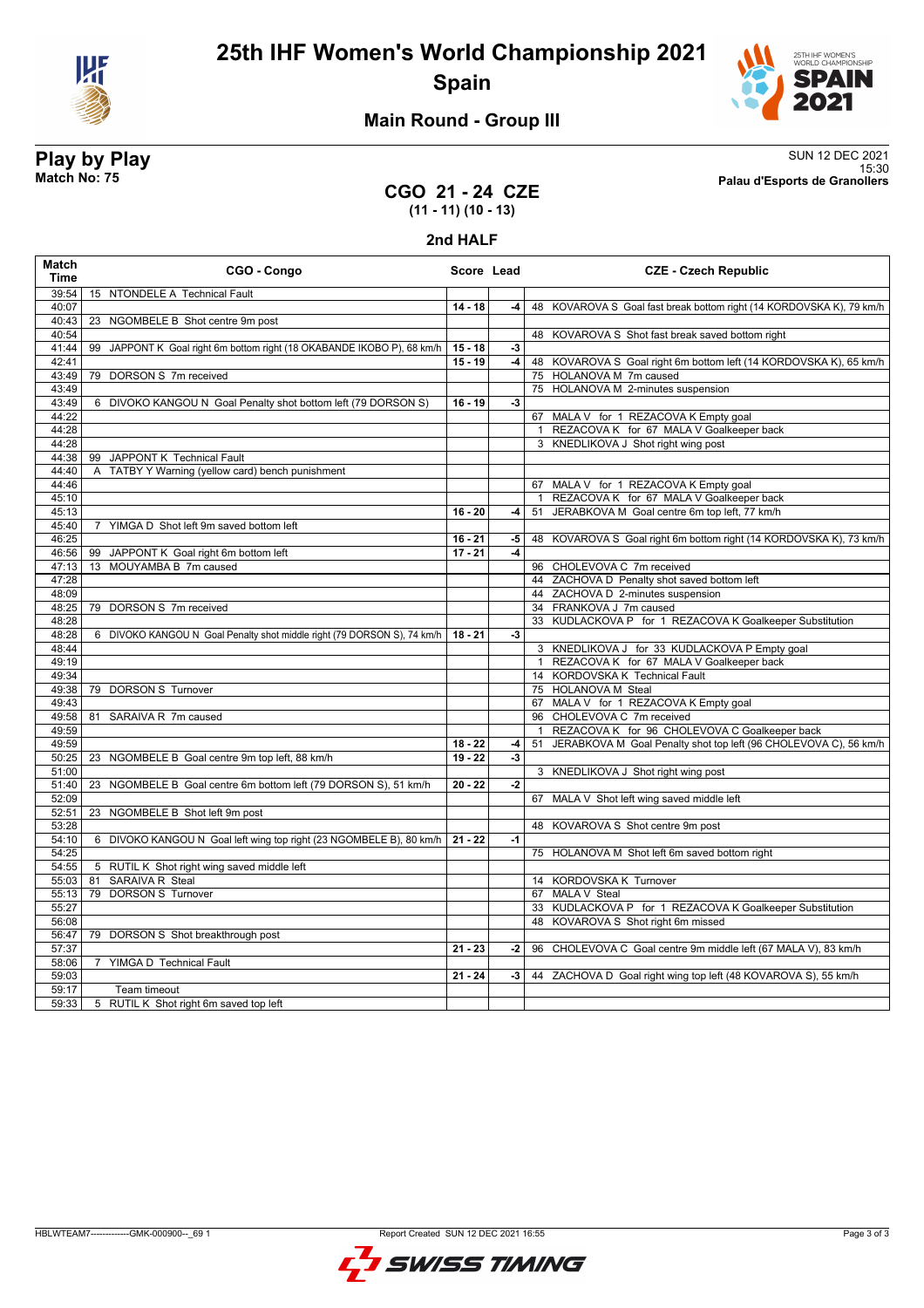# 25th IHF Women's World Championship 2021

## Spain

### Main Round - Group III

**Play by Play**
**Match No: 75**

SUN 12 DEC 2021
15:30
**Palau d'Esports de Granollers**

## CGO 21 - 24 CZE
**(11 - 11) (10 - 13)**

### 2nd HALF

| Match Time | CGO - Congo | Score | Lead | CZE - Czech Republic |
|---|---|---|---|---|
| 39:54 | 15 NTONDELE A Technical Fault | | | |
| 40:07 | | 14 - 18 | -4 | 48 KOVAROVA S Goal fast break bottom right (14 KORDOVSKA K), 79 km/h |
| 40:43 | 23 NGOMBELE B Shot centre 9m post | | | |
| 40:54 | | | | 48 KOVAROVA S Shot fast break saved bottom right |
| 41:44 | 99 JAPPONT K Goal right 6m bottom right (18 OKABANDE IKOBO P), 68 km/h | 15 - 18 | -3 | |
| 42:41 | | 15 - 19 | -4 | 48 KOVAROVA S Goal right 6m bottom left (14 KORDOVSKA K), 65 km/h |
| 43:49 | 79 DORSON S 7m received | | | 75 HOLANOVA M 7m caused |
| 43:49 | | | | 75 HOLANOVA M 2-minutes suspension |
| 43:49 | 6 DIVOKO KANGOU N Goal Penalty shot bottom left (79 DORSON S) | 16 - 19 | -3 | |
| 44:22 | | | | 67 MALA V for 1 REZACOVA K Empty goal |
| 44:28 | | | | 1 REZACOVA K for 67 MALA V Goalkeeper back |
| 44:28 | | | | 3 KNEDLIKOVA J Shot right wing post |
| 44:38 | 99 JAPPONT K Technical Fault | | | |
| 44:40 | A TATBY Y Warning (yellow card) bench punishment | | | |
| 44:46 | | | | 67 MALA V for 1 REZACOVA K Empty goal |
| 45:10 | | | | 1 REZACOVA K for 67 MALA V Goalkeeper back |
| 45:13 | | 16 - 20 | -4 | 51 JERABKOVA M Goal centre 6m top left, 77 km/h |
| 45:40 | 7 YIMGA D Shot left 9m saved bottom left | | | |
| 46:25 | | 16 - 21 | -5 | 48 KOVAROVA S Goal right 6m bottom right (14 KORDOVSKA K), 73 km/h |
| 46:56 | 99 JAPPONT K Goal right 6m bottom left | 17 - 21 | -4 | |
| 47:13 | 13 MOUYAMBA B 7m caused | | | 96 CHOLEVOVA C 7m received |
| 47:28 | | | | 44 ZACHOVA D Penalty shot saved bottom left |
| 48:09 | | | | 44 ZACHOVA D 2-minutes suspension |
| 48:25 | 79 DORSON S 7m received | | | 34 FRANKOVA J 7m caused |
| 48:28 | | | | 33 KUDLACKOVA P for 1 REZACOVA K Goalkeeper Substitution |
| 48:28 | 6 DIVOKO KANGOU N Goal Penalty shot middle right (79 DORSON S), 74 km/h | 18 - 21 | -3 | |
| 48:44 | | | | 3 KNEDLIKOVA J for 33 KUDLACKOVA P Empty goal |
| 49:19 | | | | 1 REZACOVA K for 67 MALA V Goalkeeper back |
| 49:34 | | | | 14 KORDOVSKA K Technical Fault |
| 49:38 | 79 DORSON S Turnover | | | 75 HOLANOVA M Steal |
| 49:43 | | | | 67 MALA V for 1 REZACOVA K Empty goal |
| 49:58 | 81 SARAIVA R 7m caused | | | 96 CHOLEVOVA C 7m received |
| 49:59 | | | | 1 REZACOVA K for 96 CHOLEVOVA C Goalkeeper back |
| 49:59 | | 18 - 22 | -4 | 51 JERABKOVA M Goal Penalty shot top left (96 CHOLEVOVA C), 56 km/h |
| 50:25 | 23 NGOMBELE B Goal centre 9m top left, 88 km/h | 19 - 22 | -3 | |
| 51:00 | | | | 3 KNEDLIKOVA J Shot right wing post |
| 51:40 | 23 NGOMBELE B Goal centre 6m bottom left (79 DORSON S), 51 km/h | 20 - 22 | -2 | |
| 52:09 | | | | 67 MALA V Shot left wing saved middle left |
| 52:51 | 23 NGOMBELE B Shot left 9m post | | | |
| 53:28 | | | | 48 KOVAROVA S Shot centre 9m post |
| 54:10 | 6 DIVOKO KANGOU N Goal left wing top right (23 NGOMBELE B), 80 km/h | 21 - 22 | -1 | |
| 54:25 | | | | 75 HOLANOVA M Shot left 6m saved bottom right |
| 54:55 | 5 RUTIL K Shot right wing saved middle left | | | |
| 55:03 | 81 SARAIVA R Steal | | | 14 KORDOVSKA K Turnover |
| 55:13 | 79 DORSON S Turnover | | | 67 MALA V Steal |
| 55:27 | | | | 33 KUDLACKOVA P for 1 REZACOVA K Goalkeeper Substitution |
| 56:08 | | | | 48 KOVAROVA S Shot right 6m missed |
| 56:47 | 79 DORSON S Shot breakthrough post | | | |
| 57:37 | | 21 - 23 | -2 | 96 CHOLEVOVA C Goal centre 9m middle left (67 MALA V), 83 km/h |
| 58:06 | 7 YIMGA D Technical Fault | | | |
| 59:03 | | 21 - 24 | -3 | 44 ZACHOVA D Goal right wing top left (48 KOVAROVA S), 55 km/h |
| 59:17 | Team timeout | | | |
| 59:33 | 5 RUTIL K Shot right 6m saved top left | | | |

HBLWTEAM7-------------GMK-000900--_69 1 Report Created SUN 12 DEC 2021 16:55